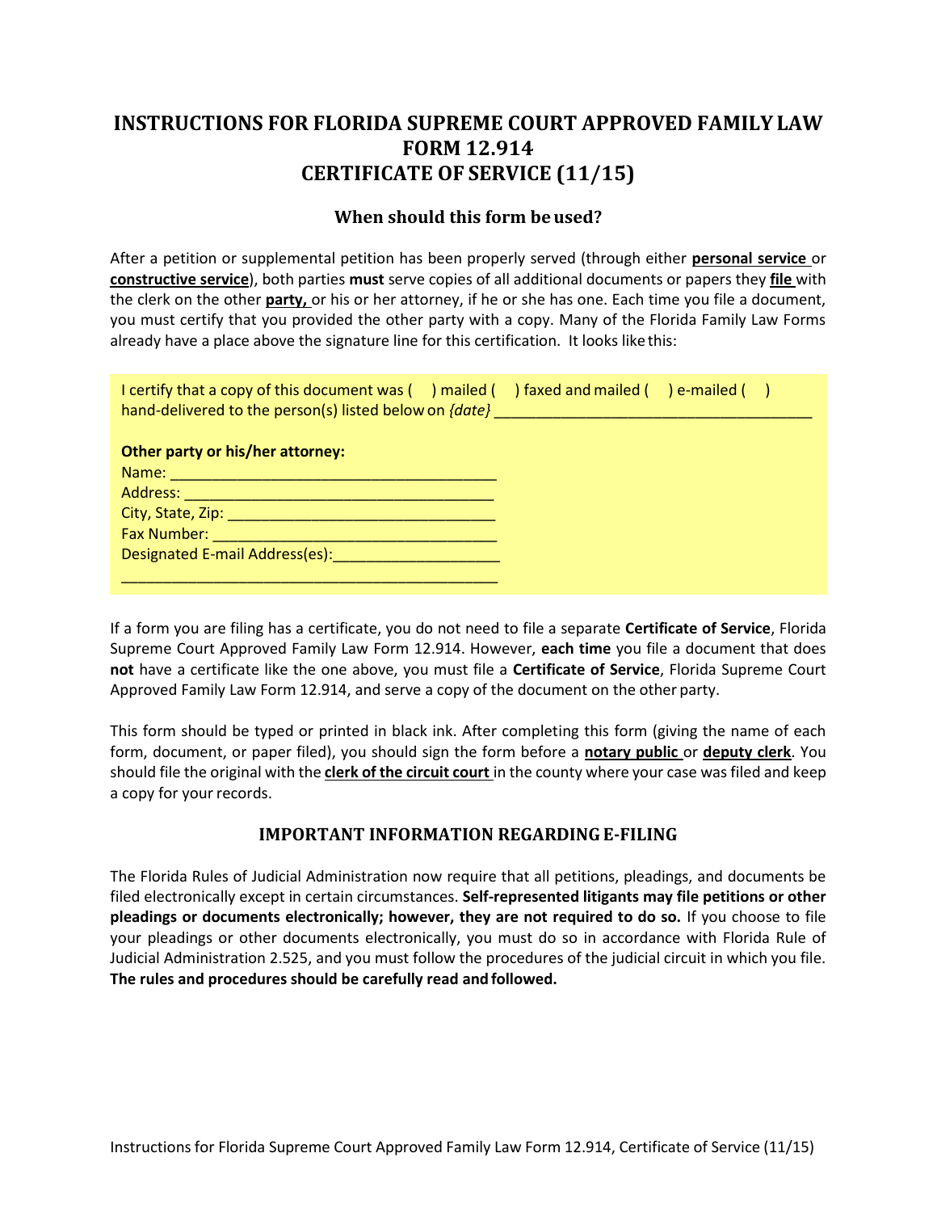# INSTRUCTIONS FOR FLORIDA SUPREME COURT APPROVED FAMILY LAW FORM 12.914
# CERTIFICATE OF SERVICE (11/15)

## When should this form be used?

After a petition or supplemental petition has been properly served (through either **personal service** or **constructive service**), both parties **must** serve copies of all additional documents or papers they **file** with the clerk on the other **party,** or his or her attorney, if he or she has one. Each time you file a document, you must certify that you provided the other party with a copy. Many of the Florida Family Law Forms already have a place above the signature line for this certification. It looks like this:

I certify that a copy of this document was ( ) mailed ( ) faxed and mailed ( ) e-mailed ( ) hand-delivered to the person(s) listed below on *{date}* ______________________________________

**Other party or his/her attorney:**
Name: ______________________________________
Address: ____________________________________
City, State, Zip: _______________________________
Fax Number: _________________________________
Designated E-mail Address(es):___________________
____________________________________________

If a form you are filing has a certificate, you do not need to file a separate **Certificate of Service**, Florida Supreme Court Approved Family Law Form 12.914. However, **each time** you file a document that does **not** have a certificate like the one above, you must file a **Certificate of Service**, Florida Supreme Court Approved Family Law Form 12.914, and serve a copy of the document on the other party.

This form should be typed or printed in black ink. After completing this form (giving the name of each form, document, or paper filed), you should sign the form before a **notary public** or **deputy clerk**. You should file the original with the **clerk of the circuit court** in the county where your case was filed and keep a copy for your records.

## IMPORTANT INFORMATION REGARDING E-FILING

The Florida Rules of Judicial Administration now require that all petitions, pleadings, and documents be filed electronically except in certain circumstances. **Self-represented litigants may file petitions or other pleadings or documents electronically; however, they are not required to do so.** If you choose to file your pleadings or other documents electronically, you must do so in accordance with Florida Rule of Judicial Administration 2.525, and you must follow the procedures of the judicial circuit in which you file. **The rules and procedures should be carefully read and followed.**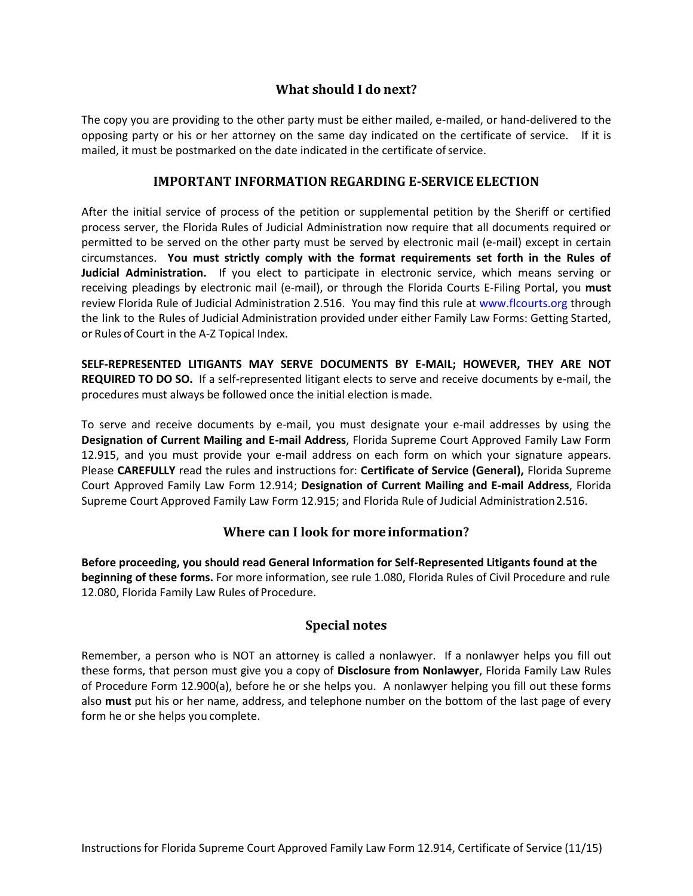## What should I do next?

The copy you are providing to the other party must be either mailed, e-mailed, or hand-delivered to the opposing party or his or her attorney on the same day indicated on the certificate of service. If it is mailed, it must be postmarked on the date indicated in the certificate of service.

## IMPORTANT INFORMATION REGARDING E-SERVICE ELECTION

After the initial service of process of the petition or supplemental petition by the Sheriff or certified process server, the Florida Rules of Judicial Administration now require that all documents required or permitted to be served on the other party must be served by electronic mail (e-mail) except in certain circumstances. **You must strictly comply with the format requirements set forth in the Rules of Judicial Administration.** If you elect to participate in electronic service, which means serving or receiving pleadings by electronic mail (e-mail), or through the Florida Courts E-Filing Portal, you **must** review Florida Rule of Judicial Administration 2.516. You may find this rule at www.flcourts.org through the link to the Rules of Judicial Administration provided under either Family Law Forms: Getting Started, or Rules of Court in the A-Z Topical Index.

**SELF-REPRESENTED LITIGANTS MAY SERVE DOCUMENTS BY E-MAIL; HOWEVER, THEY ARE NOT REQUIRED TO DO SO.** If a self-represented litigant elects to serve and receive documents by e-mail, the procedures must always be followed once the initial election is made.

To serve and receive documents by e-mail, you must designate your e-mail addresses by using the **Designation of Current Mailing and E-mail Address**, Florida Supreme Court Approved Family Law Form 12.915, and you must provide your e-mail address on each form on which your signature appears. Please **CAREFULLY** read the rules and instructions for: **Certificate of Service (General),** Florida Supreme Court Approved Family Law Form 12.914; **Designation of Current Mailing and E-mail Address**, Florida Supreme Court Approved Family Law Form 12.915; and Florida Rule of Judicial Administration 2.516.

## Where can I look for more information?

**Before proceeding, you should read General Information for Self-Represented Litigants found at the beginning of these forms.** For more information, see rule 1.080, Florida Rules of Civil Procedure and rule 12.080, Florida Family Law Rules of Procedure.

## Special notes

Remember, a person who is NOT an attorney is called a nonlawyer. If a nonlawyer helps you fill out these forms, that person must give you a copy of **Disclosure from Nonlawyer**, Florida Family Law Rules of Procedure Form 12.900(a), before he or she helps you. A nonlawyer helping you fill out these forms also **must** put his or her name, address, and telephone number on the bottom of the last page of every form he or she helps you complete.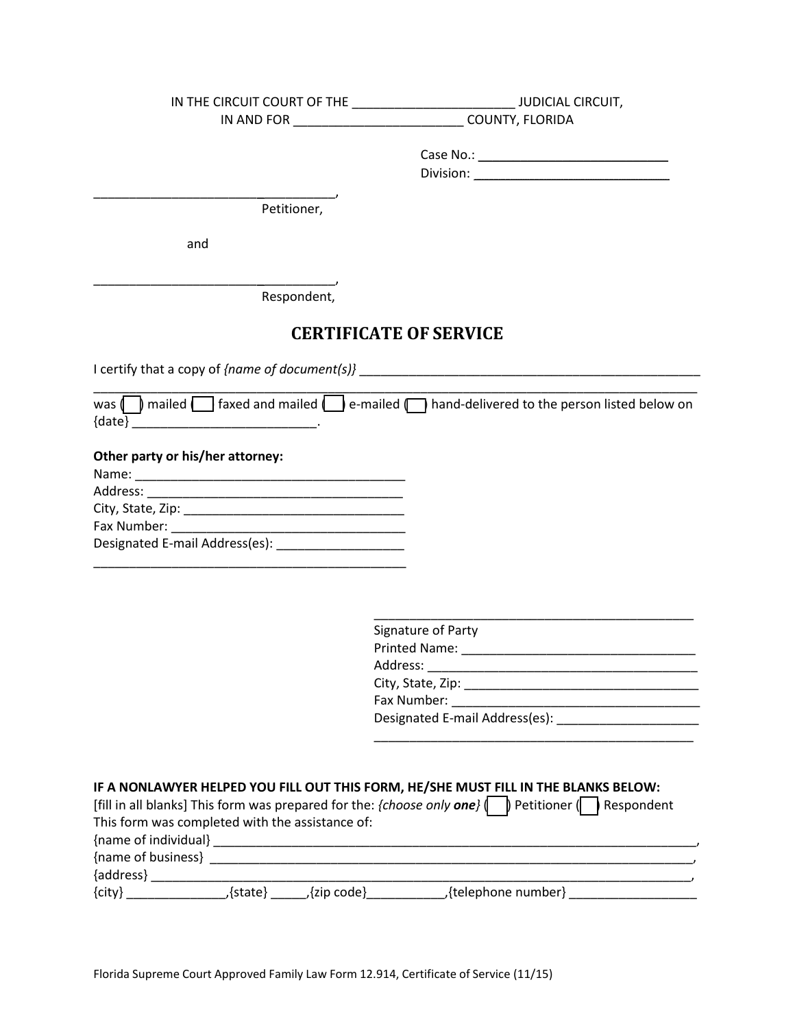IN THE CIRCUIT COURT OF THE _______________________ JUDICIAL CIRCUIT,
IN AND FOR ________________________ COUNTY, FLORIDA

Case No.: ___________________________
Division: ___________________________

____________________________________,
Petitioner,

and

____________________________________,
Respondent,

# CERTIFICATE OF SERVICE

I certify that a copy of *{name of document(s)}* ___________________________________________________
____________________________________________________________________________________
was ( ) mailed ( ) faxed and mailed ( ) e-mailed ( ) hand-delivered to the person listed below on {date} __________________________.

**Other party or his/her attorney:**
Name: _______________________________________
Address: ____________________________________
City, State, Zip: _______________________________
Fax Number: _________________________________
Designated E-mail Address(es): __________________
______________________________________________

______________________________________________
Signature of Party
Printed Name: _________________________________
Address: _____________________________________
City, State, Zip: _______________________________
Fax Number: __________________________________
Designated E-mail Address(es): ___________________
______________________________________________

**IF A NONLAWYER HELPED YOU FILL OUT THIS FORM, HE/SHE MUST FILL IN THE BLANKS BELOW:**
[fill in all blanks] This form was prepared for the: *{choose only **one**}* ( ) Petitioner ( ) Respondent
This form was completed with the assistance of:
{name of individual} ____________________________________________________________________,
{name of business} _____________________________________________________________________,
{address} _____________________________________________________________________________,
{city} ______________,{state} _____,{zip code}___________,{telephone number} __________________

Florida Supreme Court Approved Family Law Form 12.914, Certificate of Service (11/15)